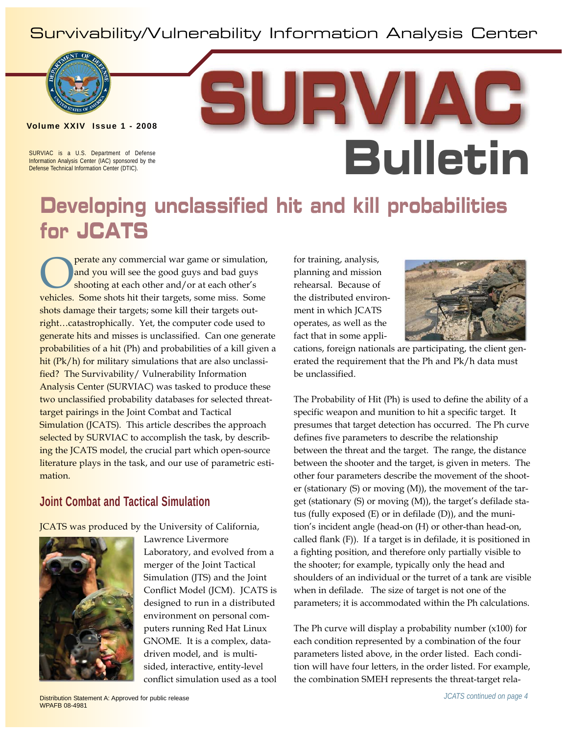Survivability/Vulnerability Information Analysis Center

# SURVIAC Bulletin

**Volume XXIV Issue 1 - 2008**

SURVIAC is a U.S. Department of Defense Information Analysis Center (IAC) sponsored by the Defense Technical Information Center (DTIC).

# Developing unclassified hit and kill probabilities for JCATS

Operate any commercial war game or simulation, and you will see the good guys and bad guys shooting at each other and/or at each other's vehicles. Some shots hit their targets, some miss. Some shots damage their targets; some kill their targets outright…catastrophically. Yet, the computer code used to generate hits and misses is unclassified. Can one generate probabilities of a hit (Ph) and probabilities of a kill given a hit (Pk/h) for military simulations that are also unclassified? The Survivability/ Vulnerability Information Analysis Center (SURVIAC) was tasked to produce these two unclassified probability databases for selected threat-target pairings in the Joint Combat and Tactical Simulation (JCATS). This article describes the approach selected by SURVIAC to accomplish the task, by describing the JCATS model, the crucial part which open-source literature plays in the task, and our use of parametric estimation.

## Joint Combat and Tactical Simulation

JCATS was produced by the University of California, Lawrence Livermore Laboratory, and evolved from a merger of the Joint Tactical Simulation (JTS) and the Joint Conflict Model (JCM). JCATS is designed to run in a distributed environment on personal computers running Red Hat Linux GNOME. It is a complex, data-driven model, and is multi-sided, interactive, entity-level conflict simulation used as a tool for training, analysis, planning and mission rehearsal. Because of the distributed environment in which JCATS operates, as well as the fact that in some applications, foreign nationals are participating, the client generated the requirement that the Ph and Pk/h data must be unclassified.

The Probability of Hit (Ph) is used to define the ability of a specific weapon and munition to hit a specific target. It presumes that target detection has occurred. The Ph curve defines five parameters to describe the relationship between the threat and the target. The range, the distance between the shooter and the target, is given in meters. The other four parameters describe the movement of the shooter (stationary (S) or moving (M)), the movement of the target (stationary (S) or moving (M)), the target's defilade status (fully exposed (E) or in defilade (D)), and the munition's incident angle (head-on (H) or other-than head-on, called flank (F)). If a target is in defilade, it is positioned in a fighting position, and therefore only partially visible to the shooter; for example, typically only the head and shoulders of an individual or the turret of a tank are visible when in defilade. The size of target is not one of the parameters; it is accommodated within the Ph calculations.

The Ph curve will display a probability number (x100) for each condition represented by a combination of the four parameters listed above, in the order listed. Each condition will have four letters, in the order listed. For example, the combination SMEH represents the threat-target rela-

*JCATS continued on page 4*

Distribution Statement A: Approved for public release
WPAFB 08-4981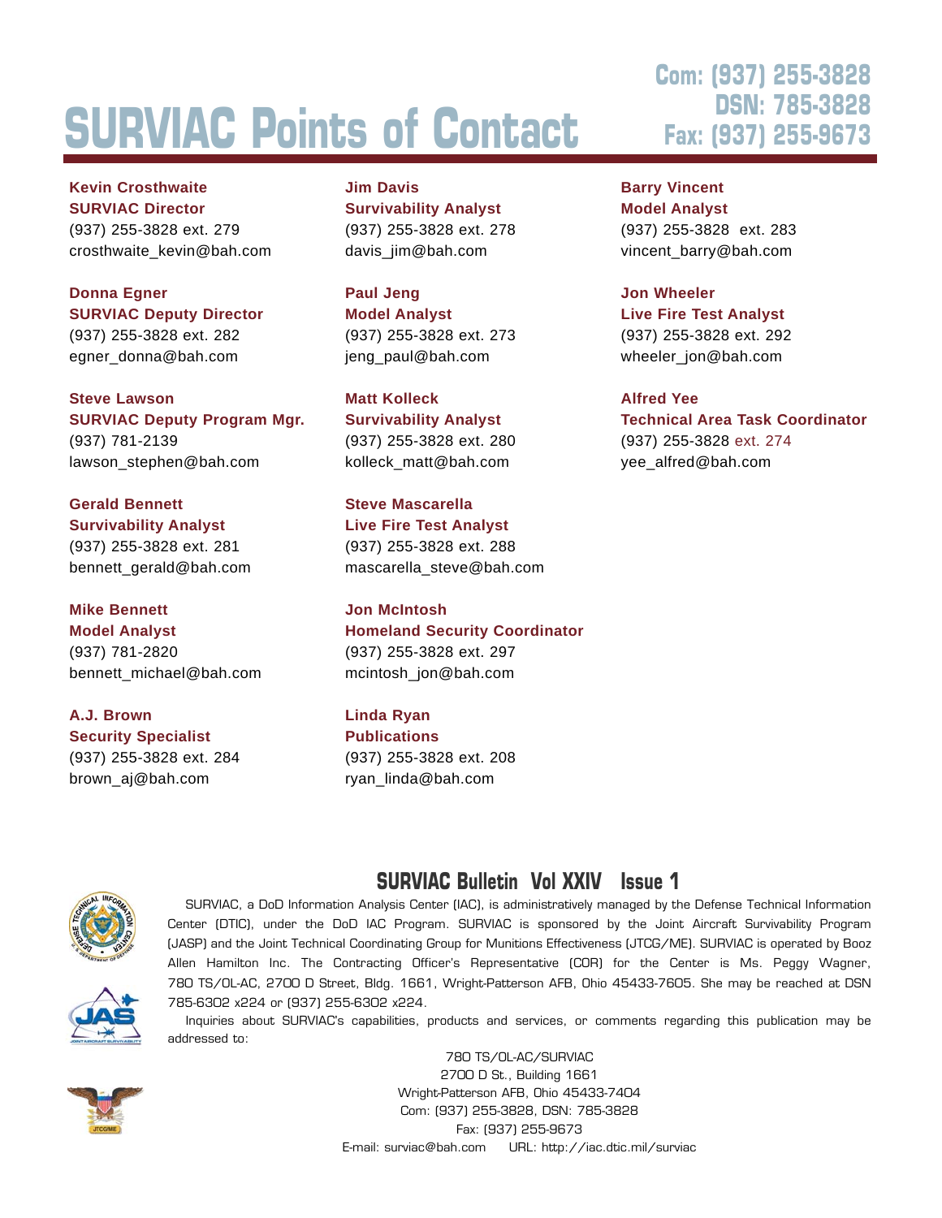# SURVIAC Points of Contact

**Com: (937) 255-3828**
**DSN: 785-3828**
**Fax: (937) 255-9673**

**Kevin Crosthwaite**
**SURVIAC Director**
(937) 255-3828 ext. 279
crosthwaite_kevin@bah.com

**Donna Egner**
**SURVIAC Deputy Director**
(937) 255-3828 ext. 282
egner_donna@bah.com

**Steve Lawson**
**SURVIAC Deputy Program Mgr.**
(937) 781-2139
lawson_stephen@bah.com

**Gerald Bennett**
**Survivability Analyst**
(937) 255-3828 ext. 281
bennett_gerald@bah.com

**Mike Bennett**
**Model Analyst**
(937) 781-2820
bennett_michael@bah.com

**A.J. Brown**
**Security Specialist**
(937) 255-3828 ext. 284
brown_aj@bah.com

**Jim Davis**
**Survivability Analyst**
(937) 255-3828 ext. 278
davis_jim@bah.com

**Paul Jeng**
**Model Analyst**
(937) 255-3828 ext. 273
jeng_paul@bah.com

**Matt Kolleck**
**Survivability Analyst**
(937) 255-3828 ext. 280
kolleck_matt@bah.com

**Steve Mascarella**
**Live Fire Test Analyst**
(937) 255-3828 ext. 288
mascarella_steve@bah.com

**Jon McIntosh**
**Homeland Security Coordinator**
(937) 255-3828 ext. 297
mcintosh_jon@bah.com

**Linda Ryan**
**Publications**
(937) 255-3828 ext. 208
ryan_linda@bah.com

**Barry Vincent**
**Model Analyst**
(937) 255-3828 ext. 283
vincent_barry@bah.com

**Jon Wheeler**
**Live Fire Test Analyst**
(937) 255-3828 ext. 292
wheeler_jon@bah.com

**Alfred Yee**
**Technical Area Task Coordinator**
(937) 255-3828 ext. 274
yee_alfred@bah.com

## SURVIAC Bulletin Vol XXIV Issue 1

SURVIAC, a DoD Information Analysis Center (IAC), is administratively managed by the Defense Technical Information Center (DTIC), under the DoD IAC Program. SURVIAC is sponsored by the Joint Aircraft Survivability Program (JASP) and the Joint Technical Coordinating Group for Munitions Effectiveness (JTCG/ME). SURVIAC is operated by Booz Allen Hamilton Inc. The Contracting Officer's Representative (COR) for the Center is Ms. Peggy Wagner, 780 TS/OL-AC, 2700 D Street, Bldg. 1661, Wright-Patterson AFB, Ohio 45433-7605. She may be reached at DSN 785-6302 x224 or (937) 255-6302 x224.

Inquiries about SURVIAC's capabilities, products and services, or comments regarding this publication may be addressed to:

780 TS/OL-AC/SURVIAC
2700 D St., Building 1661
Wright-Patterson AFB, Ohio 45433-7404
Com: (937) 255-3828, DSN: 785-3828
Fax: (937) 255-9673
E-mail: surviac@bah.com URL: http://iac.dtic.mil/surviac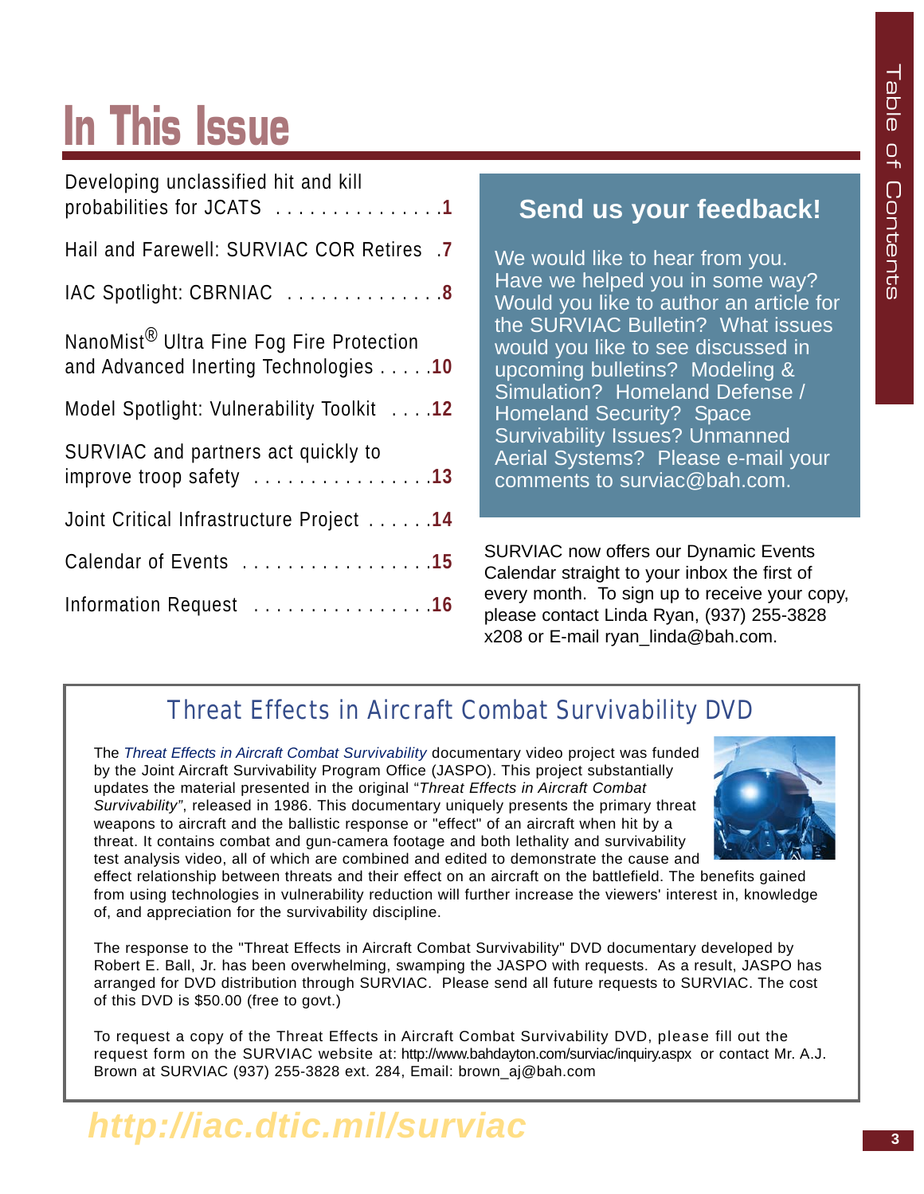# In This Issue

| | |
|---|---|
| Developing unclassified hit and kill probabilities for JCATS | 1 |
| Hail and Farewell: SURVIAC COR Retires | 7 |
| IAC Spotlight: CBRNIAC | 8 |
| NanoMist® Ultra Fine Fog Fire Protection and Advanced Inerting Technologies | 10 |
| Model Spotlight: Vulnerability Toolkit | 12 |
| SURVIAC and partners act quickly to improve troop safety | 13 |
| Joint Critical Infrastructure Project | 14 |
| Calendar of Events | 15 |
| Information Request | 16 |

## Send us your feedback!

We would like to hear from you. Have we helped you in some way? Would you like to author an article for the SURVIAC Bulletin? What issues would you like to see discussed in upcoming bulletins? Modeling & Simulation? Homeland Defense / Homeland Security? Space Survivability Issues? Unmanned Aerial Systems? Please e-mail your comments to surviac@bah.com.

SURVIAC now offers our Dynamic Events Calendar straight to your inbox the first of every month. To sign up to receive your copy, please contact Linda Ryan, (937) 255-3828 x208 or E-mail ryan_linda@bah.com.

## Threat Effects in Aircraft Combat Survivability DVD

The *Threat Effects in Aircraft Combat Survivability* documentary video project was funded by the Joint Aircraft Survivability Program Office (JASPO). This project substantially updates the material presented in the original "*Threat Effects in Aircraft Combat Survivability"*, released in 1986. This documentary uniquely presents the primary threat weapons to aircraft and the ballistic response or "effect" of an aircraft when hit by a threat. It contains combat and gun-camera footage and both lethality and survivability test analysis video, all of which are combined and edited to demonstrate the cause and effect relationship between threats and their effect on an aircraft on the battlefield. The benefits gained from using technologies in vulnerability reduction will further increase the viewers' interest in, knowledge of, and appreciation for the survivability discipline.

The response to the "Threat Effects in Aircraft Combat Survivability" DVD documentary developed by Robert E. Ball, Jr. has been overwhelming, swamping the JASPO with requests. As a result, JASPO has arranged for DVD distribution through SURVIAC. Please send all future requests to SURVIAC. The cost of this DVD is $50.00 (free to govt.)

To request a copy of the Threat Effects in Aircraft Combat Survivability DVD, please fill out the request form on the SURVIAC website at: http://www.bahdayton.com/surviac/inquiry.aspx or contact Mr. A.J. Brown at SURVIAC (937) 255-3828 ext. 284, Email: brown_aj@bah.com

**http://iac.dtic.mil/surviac**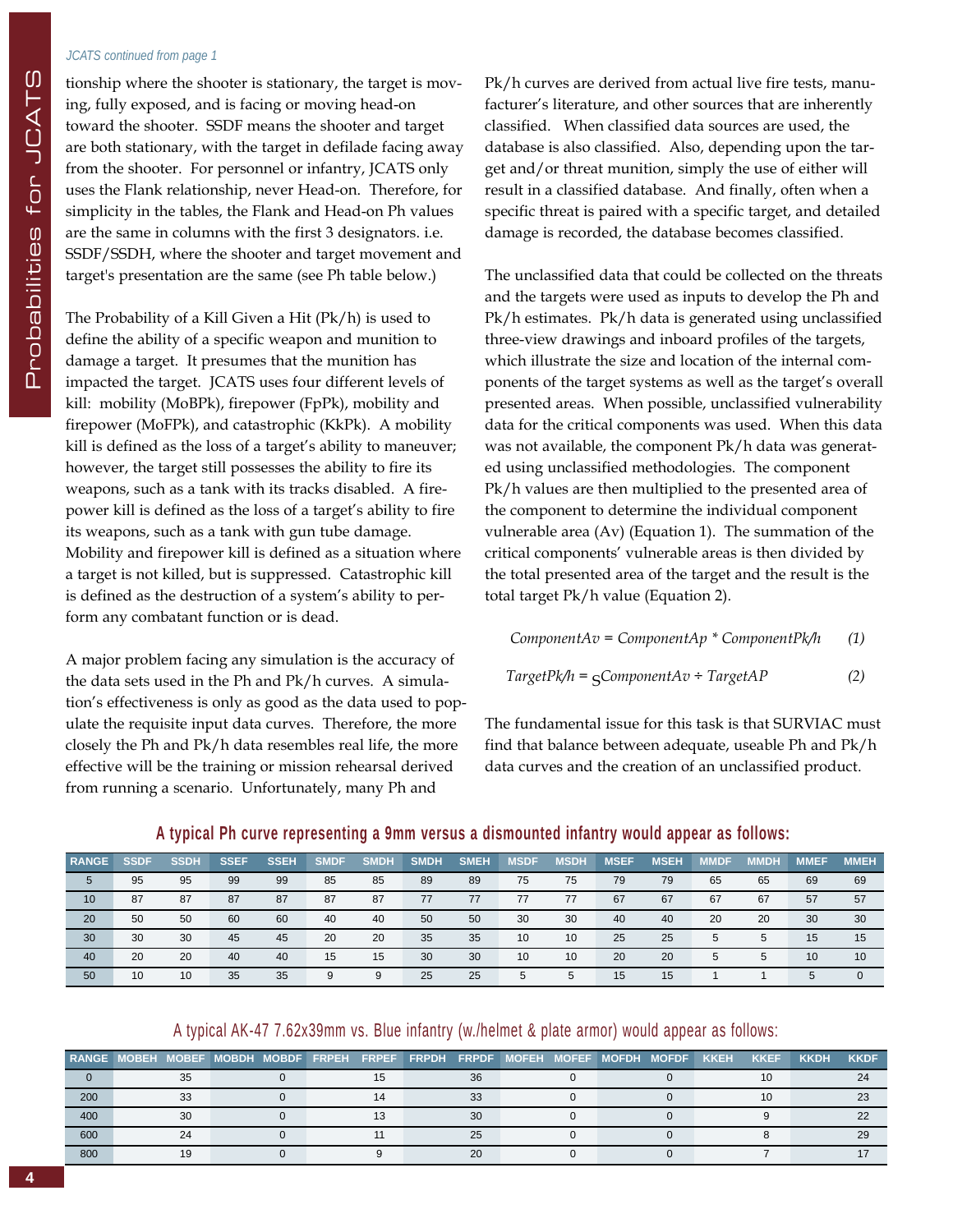*JCATS continued from page 1*

tionship where the shooter is stationary, the target is moving, fully exposed, and is facing or moving head-on toward the shooter. SSDF means the shooter and target are both stationary, with the target in defilade facing away from the shooter. For personnel or infantry, JCATS only uses the Flank relationship, never Head-on. Therefore, for simplicity in the tables, the Flank and Head-on Ph values are the same in columns with the first 3 designators. i.e. SSDF/SSDH, where the shooter and target movement and target's presentation are the same (see Ph table below.)

The Probability of a Kill Given a Hit (Pk/h) is used to define the ability of a specific weapon and munition to damage a target. It presumes that the munition has impacted the target. JCATS uses four different levels of kill: mobility (MoBPk), firepower (FpPk), mobility and firepower (MoFPk), and catastrophic (KkPk). A mobility kill is defined as the loss of a target's ability to maneuver; however, the target still possesses the ability to fire its weapons, such as a tank with its tracks disabled. A firepower kill is defined as the loss of a target's ability to fire its weapons, such as a tank with gun tube damage. Mobility and firepower kill is defined as a situation where a target is not killed, but is suppressed. Catastrophic kill is defined as the destruction of a system's ability to perform any combatant function or is dead.

A major problem facing any simulation is the accuracy of the data sets used in the Ph and Pk/h curves. A simulation's effectiveness is only as good as the data used to populate the requisite input data curves. Therefore, the more closely the Ph and Pk/h data resembles real life, the more effective will be the training or mission rehearsal derived from running a scenario. Unfortunately, many Ph and Pk/h curves are derived from actual live fire tests, manufacturer's literature, and other sources that are inherently classified. When classified data sources are used, the database is also classified. Also, depending upon the target and/or threat munition, simply the use of either will result in a classified database. And finally, often when a specific threat is paired with a specific target, and detailed damage is recorded, the database becomes classified.

The unclassified data that could be collected on the threats and the targets were used as inputs to develop the Ph and Pk/h estimates. Pk/h data is generated using unclassified three-view drawings and inboard profiles of the targets, which illustrate the size and location of the internal components of the target systems as well as the target's overall presented areas. When possible, unclassified vulnerability data for the critical components was used. When this data was not available, the component Pk/h data was generated using unclassified methodologies. The component Pk/h values are then multiplied to the presented area of the component to determine the individual component vulnerable area (Av) (Equation 1). The summation of the critical components' vulnerable areas is then divided by the total presented area of the target and the result is the total target Pk/h value (Equation 2).

$$ComponentAv = ComponentAp * ComponentPk/h \qquad (1)$$

$$TargetPk/h = \sum ComponentAv \div TargetAP \qquad (2)$$

The fundamental issue for this task is that SURVIAC must find that balance between adequate, useable Ph and Pk/h data curves and the creation of an unclassified product.

**A typical Ph curve representing a 9mm versus a dismounted infantry would appear as follows:**

| RANGE | SSDF | SSDH | SSEF | SSEH | SMDF | SMDH | SMDH | SMEH | MSDF | MSDH | MSEF | MSEH | MMDF | MMDH | MMEF | MMEH |
|---|---|---|---|---|---|---|---|---|---|---|---|---|---|---|---|---|
| 5 | 95 | 95 | 99 | 99 | 85 | 85 | 89 | 89 | 75 | 75 | 79 | 79 | 65 | 65 | 69 | 69 |
| 10 | 87 | 87 | 87 | 87 | 87 | 87 | 77 | 77 | 77 | 77 | 67 | 67 | 67 | 67 | 57 | 57 |
| 20 | 50 | 50 | 60 | 60 | 40 | 40 | 50 | 50 | 30 | 30 | 40 | 40 | 20 | 20 | 30 | 30 |
| 30 | 30 | 30 | 45 | 45 | 20 | 20 | 35 | 35 | 10 | 10 | 25 | 25 | 5 | 5 | 15 | 15 |
| 40 | 20 | 20 | 40 | 40 | 15 | 15 | 30 | 30 | 10 | 10 | 20 | 20 | 5 | 5 | 10 | 10 |
| 50 | 10 | 10 | 35 | 35 | 9 | 9 | 25 | 25 | 5 | 5 | 15 | 15 | 1 | 1 | 5 | 0 |

A typical AK-47 7.62x39mm vs. Blue infantry (w./helmet & plate armor) would appear as follows:

| RANGE | MOBEH | MOBEF | MOBDH | MOBDF | FRPEH | FRPEF | FRPDH | FRPDF | MOFEH | MOFEF | MOFDH | MOFDF | KKEH | KKEF | KKDH | KKDF |
|---|---|---|---|---|---|---|---|---|---|---|---|---|---|---|---|---|
| 0 | | 35 | | 0 | | 15 | | 36 | | 0 | | 0 | | 10 | | 24 |
| 200 | | 33 | | 0 | | 14 | | 33 | | 0 | | 0 | | 10 | | 23 |
| 400 | | 30 | | 0 | | 13 | | 30 | | 0 | | 0 | | 9 | | 22 |
| 600 | | 24 | | 0 | | 11 | | 25 | | 0 | | 0 | | 8 | | 29 |
| 800 | | 19 | | 0 | | 9 | | 20 | | 0 | | 0 | | 7 | | 17 |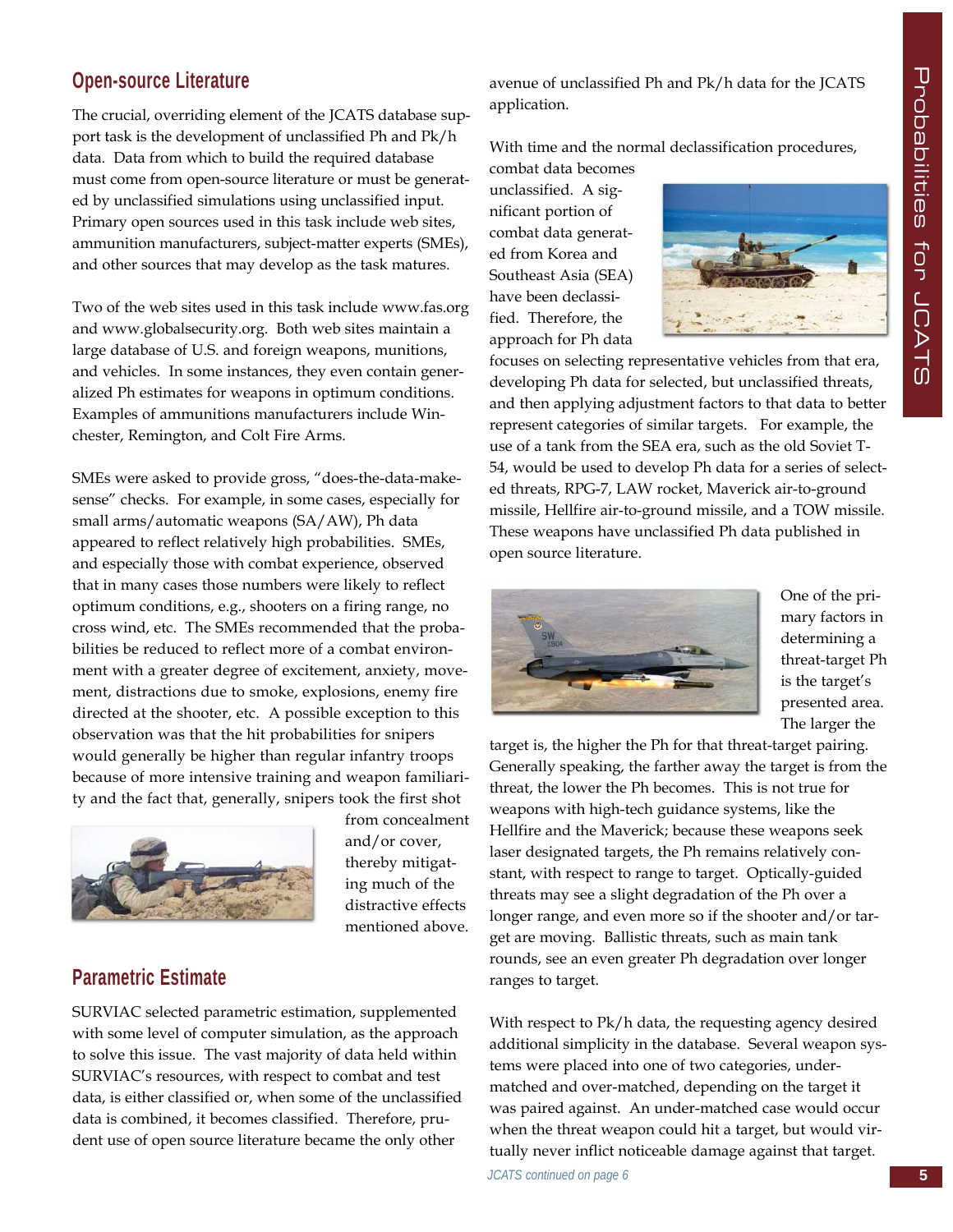## Open-source Literature

The crucial, overriding element of the JCATS database support task is the development of unclassified Ph and Pk/h data. Data from which to build the required database must come from open-source literature or must be generated by unclassified simulations using unclassified input. Primary open sources used in this task include web sites, ammunition manufacturers, subject-matter experts (SMEs), and other sources that may develop as the task matures.

Two of the web sites used in this task include www.fas.org and www.globalsecurity.org. Both web sites maintain a large database of U.S. and foreign weapons, munitions, and vehicles. In some instances, they even contain generalized Ph estimates for weapons in optimum conditions. Examples of ammunitions manufacturers include Winchester, Remington, and Colt Fire Arms.

SMEs were asked to provide gross, "does-the-data-make-sense" checks. For example, in some cases, especially for small arms/automatic weapons (SA/AW), Ph data appeared to reflect relatively high probabilities. SMEs, and especially those with combat experience, observed that in many cases those numbers were likely to reflect optimum conditions, e.g., shooters on a firing range, no cross wind, etc. The SMEs recommended that the probabilities be reduced to reflect more of a combat environment with a greater degree of excitement, anxiety, movement, distractions due to smoke, explosions, enemy fire directed at the shooter, etc. A possible exception to this observation was that the hit probabilities for snipers would generally be higher than regular infantry troops because of more intensive training and weapon familiarity and the fact that, generally, snipers took the first shot from concealment and/or cover, thereby mitigating much of the distractive effects mentioned above.

## Parametric Estimate

SURVIAC selected parametric estimation, supplemented with some level of computer simulation, as the approach to solve this issue. The vast majority of data held within SURVIAC's resources, with respect to combat and test data, is either classified or, when some of the unclassified data is combined, it becomes classified. Therefore, prudent use of open source literature became the only other avenue of unclassified Ph and Pk/h data for the JCATS application.

With time and the normal declassification procedures, combat data becomes unclassified. A significant portion of combat data generated from Korea and Southeast Asia (SEA) have been declassified. Therefore, the approach for Ph data focuses on selecting representative vehicles from that era, developing Ph data for selected, but unclassified threats, and then applying adjustment factors to that data to better represent categories of similar targets. For example, the use of a tank from the SEA era, such as the old Soviet T-54, would be used to develop Ph data for a series of selected threats, RPG-7, LAW rocket, Maverick air-to-ground missile, Hellfire air-to-ground missile, and a TOW missile. These weapons have unclassified Ph data published in open source literature.

One of the primary factors in determining a threat-target Ph is the target's presented area. The larger the target is, the higher the Ph for that threat-target pairing. Generally speaking, the farther away the target is from the threat, the lower the Ph becomes. This is not true for weapons with high-tech guidance systems, like the Hellfire and the Maverick; because these weapons seek laser designated targets, the Ph remains relatively constant, with respect to range to target. Optically-guided threats may see a slight degradation of the Ph over a longer range, and even more so if the shooter and/or target are moving. Ballistic threats, such as main tank rounds, see an even greater Ph degradation over longer ranges to target.

With respect to Pk/h data, the requesting agency desired additional simplicity in the database. Several weapon systems were placed into one of two categories, under-matched and over-matched, depending on the target it was paired against. An under-matched case would occur when the threat weapon could hit a target, but would virtually never inflict noticeable damage against that target.

*JCATS continued on page 6*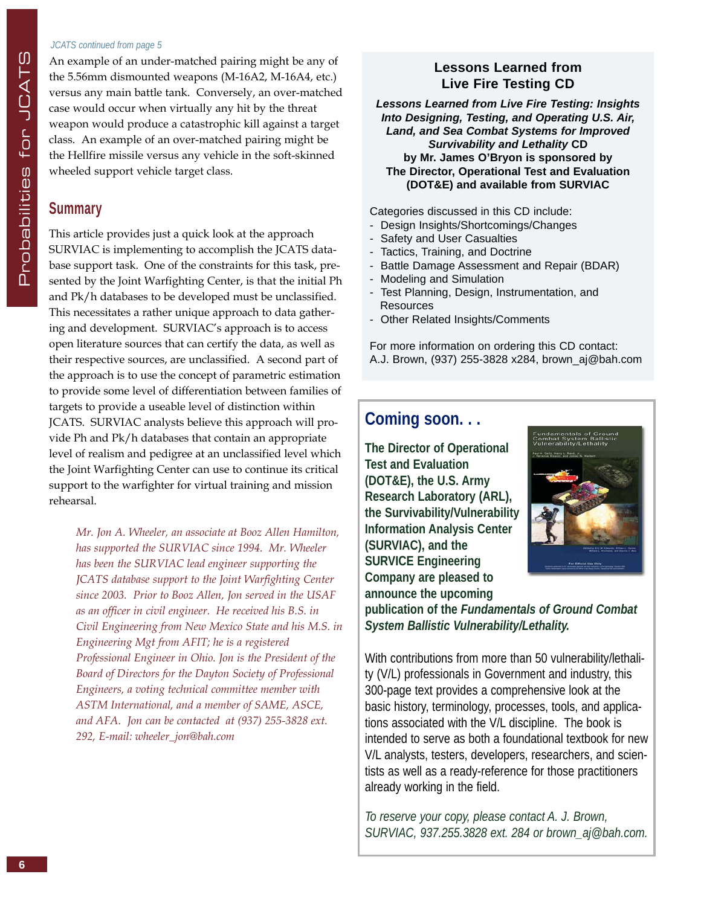*JCATS continued from page 5*

An example of an under-matched pairing might be any of the 5.56mm dismounted weapons (M-16A2, M-16A4, etc.) versus any main battle tank. Conversely, an over-matched case would occur when virtually any hit by the threat weapon would produce a catastrophic kill against a target class. An example of an over-matched pairing might be the Hellfire missile versus any vehicle in the soft-skinned wheeled support vehicle target class.

## Summary

This article provides just a quick look at the approach SURVIAC is implementing to accomplish the JCATS database support task. One of the constraints for this task, presented by the Joint Warfighting Center, is that the initial Ph and Pk/h databases to be developed must be unclassified. This necessitates a rather unique approach to data gathering and development. SURVIAC's approach is to access open literature sources that can certify the data, as well as their respective sources, are unclassified. A second part of the approach is to use the concept of parametric estimation to provide some level of differentiation between families of targets to provide a useable level of distinction within JCATS. SURVIAC analysts believe this approach will provide Ph and Pk/h databases that contain an appropriate level of realism and pedigree at an unclassified level which the Joint Warfighting Center can use to continue its critical support to the warfighter for virtual training and mission rehearsal.

*Mr. Jon A. Wheeler, an associate at Booz Allen Hamilton, has supported the SURVIAC since 1994. Mr. Wheeler has been the SURVIAC lead engineer supporting the JCATS database support to the Joint Warfighting Center since 2003. Prior to Booz Allen, Jon served in the USAF as an officer in civil engineer. He received his B.S. in Civil Engineering from New Mexico State and his M.S. in Engineering Mgt from AFIT; he is a registered Professional Engineer in Ohio. Jon is the President of the Board of Directors for the Dayton Society of Professional Engineers, a voting technical committee member with ASTM International, and a member of SAME, ASCE, and AFA. Jon can be contacted at (937) 255-3828 ext. 292, E-mail: wheeler_jon@bah.com*

## Lessons Learned from Live Fire Testing CD

***Lessons Learned from Live Fire Testing: Insights Into Designing, Testing, and Operating U.S. Air, Land, and Sea Combat Systems for Improved Survivability and Lethality* CD by Mr. James O'Bryon is sponsored by The Director, Operational Test and Evaluation (DOT&E) and available from SURVIAC**

Categories discussed in this CD include:

- Design Insights/Shortcomings/Changes
- Safety and User Casualties
- Tactics, Training, and Doctrine
- Battle Damage Assessment and Repair (BDAR)
- Modeling and Simulation
- Test Planning, Design, Instrumentation, and Resources
- Other Related Insights/Comments

For more information on ordering this CD contact: A.J. Brown, (937) 255-3828 x284, brown_aj@bah.com

## Coming soon. . .

**The Director of Operational Test and Evaluation (DOT&E), the U.S. Army Research Laboratory (ARL), the Survivability/Vulnerability Information Analysis Center (SURVIAC), and the SURVICE Engineering Company are pleased to announce the upcoming publication of the *Fundamentals of Ground Combat System Ballistic Vulnerability/Lethality.***

With contributions from more than 50 vulnerability/lethality (V/L) professionals in Government and industry, this 300-page text provides a comprehensive look at the basic history, terminology, processes, tools, and applications associated with the V/L discipline. The book is intended to serve as both a foundational textbook for new V/L analysts, testers, developers, researchers, and scientists as well as a ready-reference for those practitioners already working in the field.

*To reserve your copy, please contact A. J. Brown, SURVIAC, 937.255.3828 ext. 284 or brown_aj@bah.com.*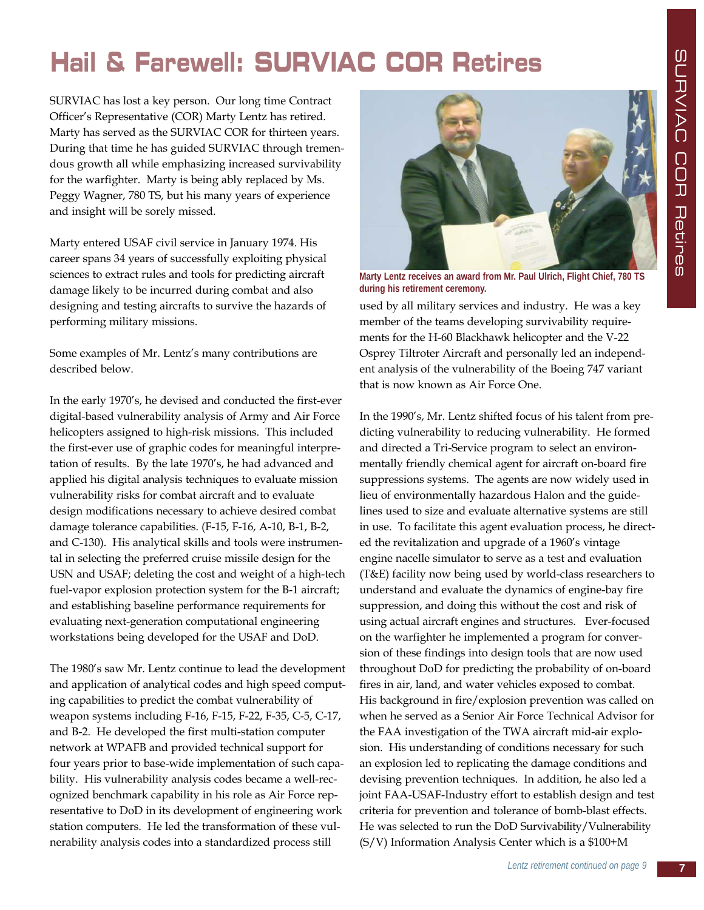# Hail & Farewell: SURVIAC COR Retires

SURVIAC has lost a key person. Our long time Contract Officer's Representative (COR) Marty Lentz has retired. Marty has served as the SURVIAC COR for thirteen years. During that time he has guided SURVIAC through tremendous growth all while emphasizing increased survivability for the warfighter. Marty is being ably replaced by Ms. Peggy Wagner, 780 TS, but his many years of experience and insight will be sorely missed.

Marty entered USAF civil service in January 1974. His career spans 34 years of successfully exploiting physical sciences to extract rules and tools for predicting aircraft damage likely to be incurred during combat and also designing and testing aircrafts to survive the hazards of performing military missions.

Some examples of Mr. Lentz's many contributions are described below.

In the early 1970's, he devised and conducted the first-ever digital-based vulnerability analysis of Army and Air Force helicopters assigned to high-risk missions. This included the first-ever use of graphic codes for meaningful interpretation of results. By the late 1970's, he had advanced and applied his digital analysis techniques to evaluate mission vulnerability risks for combat aircraft and to evaluate design modifications necessary to achieve desired combat damage tolerance capabilities. (F-15, F-16, A-10, B-1, B-2, and C-130). His analytical skills and tools were instrumental in selecting the preferred cruise missile design for the USN and USAF; deleting the cost and weight of a high-tech fuel-vapor explosion protection system for the B-1 aircraft; and establishing baseline performance requirements for evaluating next-generation computational engineering workstations being developed for the USAF and DoD.

The 1980's saw Mr. Lentz continue to lead the development and application of analytical codes and high speed computing capabilities to predict the combat vulnerability of weapon systems including F-16, F-15, F-22, F-35, C-5, C-17, and B-2. He developed the first multi-station computer network at WPAFB and provided technical support for four years prior to base-wide implementation of such capability. His vulnerability analysis codes became a well-recognized benchmark capability in his role as Air Force representative to DoD in its development of engineering work station computers. He led the transformation of these vulnerability analysis codes into a standardized process still used by all military services and industry. He was a key member of the teams developing survivability requirements for the H-60 Blackhawk helicopter and the V-22 Osprey Tiltroter Aircraft and personally led an independent analysis of the vulnerability of the Boeing 747 variant that is now known as Air Force One.

**Marty Lentz receives an award from Mr. Paul Ulrich, Flight Chief, 780 TS during his retirement ceremony.**

In the 1990's, Mr. Lentz shifted focus of his talent from predicting vulnerability to reducing vulnerability. He formed and directed a Tri-Service program to select an environmentally friendly chemical agent for aircraft on-board fire suppressions systems. The agents are now widely used in lieu of environmentally hazardous Halon and the guidelines used to size and evaluate alternative systems are still in use. To facilitate this agent evaluation process, he directed the revitalization and upgrade of a 1960's vintage engine nacelle simulator to serve as a test and evaluation (T&E) facility now being used by world-class researchers to understand and evaluate the dynamics of engine-bay fire suppression, and doing this without the cost and risk of using actual aircraft engines and structures. Ever-focused on the warfighter he implemented a program for conversion of these findings into design tools that are now used throughout DoD for predicting the probability of on-board fires in air, land, and water vehicles exposed to combat. His background in fire/explosion prevention was called on when he served as a Senior Air Force Technical Advisor for the FAA investigation of the TWA aircraft mid-air explosion. His understanding of conditions necessary for such an explosion led to replicating the damage conditions and devising prevention techniques. In addition, he also led a joint FAA-USAF-Industry effort to establish design and test criteria for prevention and tolerance of bomb-blast effects. He was selected to run the DoD Survivability/Vulnerability (S/V) Information Analysis Center which is a $100+M

*Lentz retirement continued on page 9*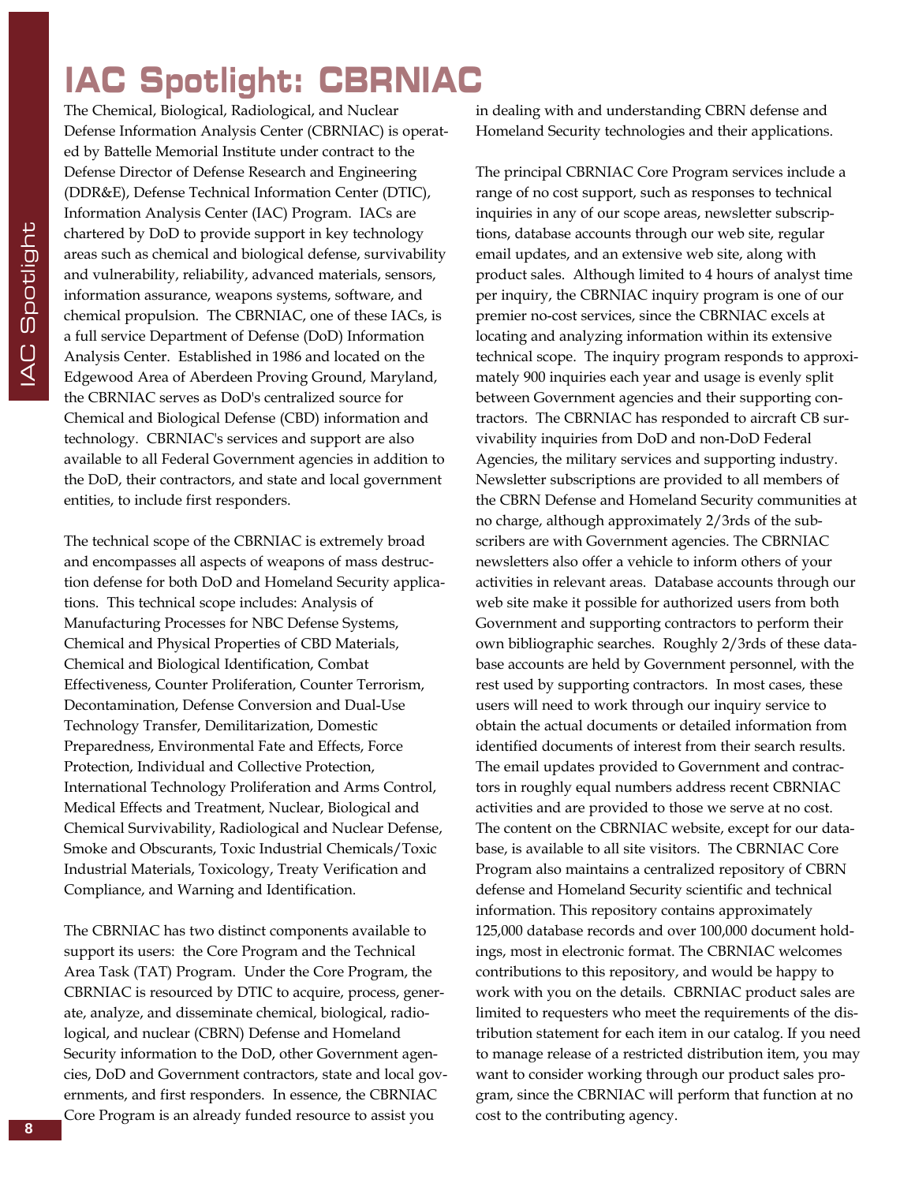# IAC Spotlight: CBRNIAC

The Chemical, Biological, Radiological, and Nuclear Defense Information Analysis Center (CBRNIAC) is operated by Battelle Memorial Institute under contract to the Defense Director of Defense Research and Engineering (DDR&E), Defense Technical Information Center (DTIC), Information Analysis Center (IAC) Program. IACs are chartered by DoD to provide support in key technology areas such as chemical and biological defense, survivability and vulnerability, reliability, advanced materials, sensors, information assurance, weapons systems, software, and chemical propulsion. The CBRNIAC, one of these IACs, is a full service Department of Defense (DoD) Information Analysis Center. Established in 1986 and located on the Edgewood Area of Aberdeen Proving Ground, Maryland, the CBRNIAC serves as DoD's centralized source for Chemical and Biological Defense (CBD) information and technology. CBRNIAC's services and support are also available to all Federal Government agencies in addition to the DoD, their contractors, and state and local government entities, to include first responders.

The technical scope of the CBRNIAC is extremely broad and encompasses all aspects of weapons of mass destruction defense for both DoD and Homeland Security applications. This technical scope includes: Analysis of Manufacturing Processes for NBC Defense Systems, Chemical and Physical Properties of CBD Materials, Chemical and Biological Identification, Combat Effectiveness, Counter Proliferation, Counter Terrorism, Decontamination, Defense Conversion and Dual-Use Technology Transfer, Demilitarization, Domestic Preparedness, Environmental Fate and Effects, Force Protection, Individual and Collective Protection, International Technology Proliferation and Arms Control, Medical Effects and Treatment, Nuclear, Biological and Chemical Survivability, Radiological and Nuclear Defense, Smoke and Obscurants, Toxic Industrial Chemicals/Toxic Industrial Materials, Toxicology, Treaty Verification and Compliance, and Warning and Identification.

The CBRNIAC has two distinct components available to support its users: the Core Program and the Technical Area Task (TAT) Program. Under the Core Program, the CBRNIAC is resourced by DTIC to acquire, process, generate, analyze, and disseminate chemical, biological, radiological, and nuclear (CBRN) Defense and Homeland Security information to the DoD, other Government agencies, DoD and Government contractors, state and local governments, and first responders. In essence, the CBRNIAC Core Program is an already funded resource to assist you in dealing with and understanding CBRN defense and Homeland Security technologies and their applications.

The principal CBRNIAC Core Program services include a range of no cost support, such as responses to technical inquiries in any of our scope areas, newsletter subscriptions, database accounts through our web site, regular email updates, and an extensive web site, along with product sales. Although limited to 4 hours of analyst time per inquiry, the CBRNIAC inquiry program is one of our premier no-cost services, since the CBRNIAC excels at locating and analyzing information within its extensive technical scope. The inquiry program responds to approximately 900 inquiries each year and usage is evenly split between Government agencies and their supporting contractors. The CBRNIAC has responded to aircraft CB survivability inquiries from DoD and non-DoD Federal Agencies, the military services and supporting industry. Newsletter subscriptions are provided to all members of the CBRN Defense and Homeland Security communities at no charge, although approximately 2/3rds of the subscribers are with Government agencies. The CBRNIAC newsletters also offer a vehicle to inform others of your activities in relevant areas. Database accounts through our web site make it possible for authorized users from both Government and supporting contractors to perform their own bibliographic searches. Roughly 2/3rds of these database accounts are held by Government personnel, with the rest used by supporting contractors. In most cases, these users will need to work through our inquiry service to obtain the actual documents or detailed information from identified documents of interest from their search results. The email updates provided to Government and contractors in roughly equal numbers address recent CBRNIAC activities and are provided to those we serve at no cost. The content on the CBRNIAC website, except for our database, is available to all site visitors. The CBRNIAC Core Program also maintains a centralized repository of CBRN defense and Homeland Security scientific and technical information. This repository contains approximately 125,000 database records and over 100,000 document holdings, most in electronic format. The CBRNIAC welcomes contributions to this repository, and would be happy to work with you on the details. CBRNIAC product sales are limited to requesters who meet the requirements of the distribution statement for each item in our catalog. If you need to manage release of a restricted distribution item, you may want to consider working through our product sales program, since the CBRNIAC will perform that function at no cost to the contributing agency.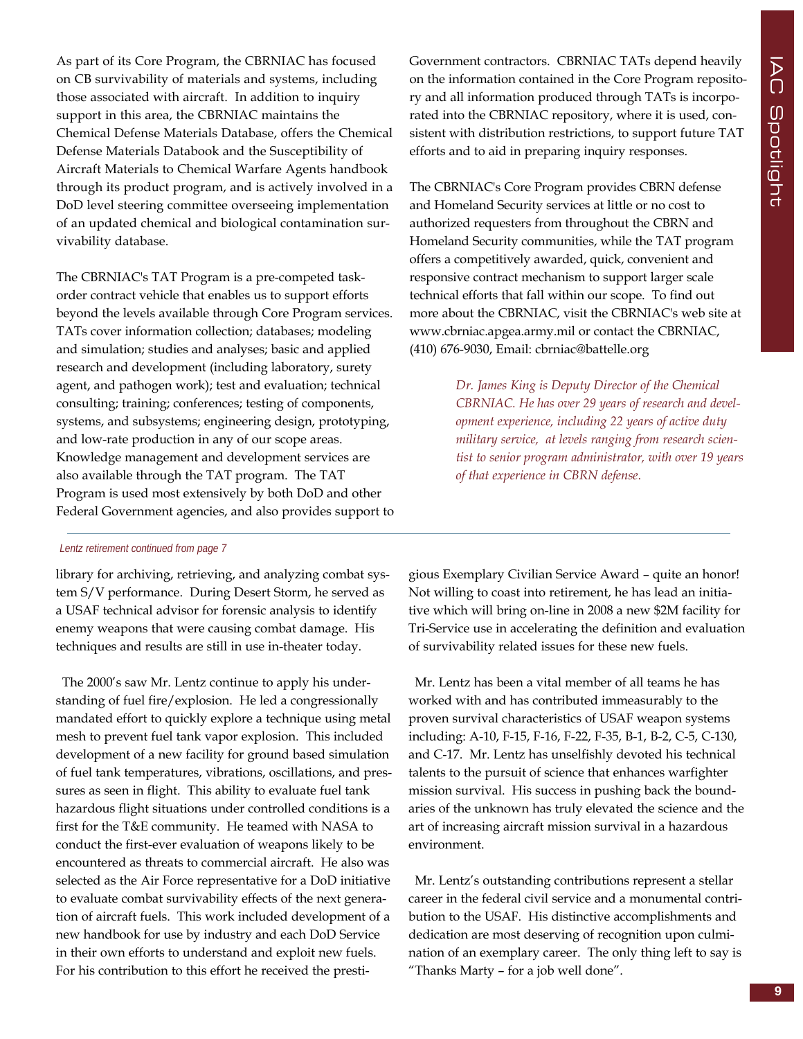As part of its Core Program, the CBRNIAC has focused on CB survivability of materials and systems, including those associated with aircraft. In addition to inquiry support in this area, the CBRNIAC maintains the Chemical Defense Materials Database, offers the Chemical Defense Materials Databook and the Susceptibility of Aircraft Materials to Chemical Warfare Agents handbook through its product program, and is actively involved in a DoD level steering committee overseeing implementation of an updated chemical and biological contamination survivability database.

The CBRNIAC's TAT Program is a pre-competed task-order contract vehicle that enables us to support efforts beyond the levels available through Core Program services. TATs cover information collection; databases; modeling and simulation; studies and analyses; basic and applied research and development (including laboratory, surety agent, and pathogen work); test and evaluation; technical consulting; training; conferences; testing of components, systems, and subsystems; engineering design, prototyping, and low-rate production in any of our scope areas. Knowledge management and development services are also available through the TAT program. The TAT Program is used most extensively by both DoD and other Federal Government agencies, and also provides support to Government contractors. CBRNIAC TATs depend heavily on the information contained in the Core Program repository and all information produced through TATs is incorporated into the CBRNIAC repository, where it is used, consistent with distribution restrictions, to support future TAT efforts and to aid in preparing inquiry responses.

The CBRNIAC's Core Program provides CBRN defense and Homeland Security services at little or no cost to authorized requesters from throughout the CBRN and Homeland Security communities, while the TAT program offers a competitively awarded, quick, convenient and responsive contract mechanism to support larger scale technical efforts that fall within our scope. To find out more about the CBRNIAC, visit the CBRNIAC's web site at www.cbrniac.apgea.army.mil or contact the CBRNIAC, (410) 676-9030, Email: cbrniac@battelle.org

*Dr. James King is Deputy Director of the Chemical CBRNIAC. He has over 29 years of research and development experience, including 22 years of active duty military service, at levels ranging from research scientist to senior program administrator, with over 19 years of that experience in CBRN defense.*

---

*Lentz retirement continued from page 7*

library for archiving, retrieving, and analyzing combat system S/V performance. During Desert Storm, he served as a USAF technical advisor for forensic analysis to identify enemy weapons that were causing combat damage. His techniques and results are still in use in-theater today.

The 2000's saw Mr. Lentz continue to apply his understanding of fuel fire/explosion. He led a congressionally mandated effort to quickly explore a technique using metal mesh to prevent fuel tank vapor explosion. This included development of a new facility for ground based simulation of fuel tank temperatures, vibrations, oscillations, and pressures as seen in flight. This ability to evaluate fuel tank hazardous flight situations under controlled conditions is a first for the T&E community. He teamed with NASA to conduct the first-ever evaluation of weapons likely to be encountered as threats to commercial aircraft. He also was selected as the Air Force representative for a DoD initiative to evaluate combat survivability effects of the next generation of aircraft fuels. This work included development of a new handbook for use by industry and each DoD Service in their own efforts to understand and exploit new fuels. For his contribution to this effort he received the prestigious Exemplary Civilian Service Award – quite an honor! Not willing to coast into retirement, he has lead an initiative which will bring on-line in 2008 a new $2M facility for Tri-Service use in accelerating the definition and evaluation of survivability related issues for these new fuels.

Mr. Lentz has been a vital member of all teams he has worked with and has contributed immeasurably to the proven survival characteristics of USAF weapon systems including: A-10, F-15, F-16, F-22, F-35, B-1, B-2, C-5, C-130, and C-17. Mr. Lentz has unselfishly devoted his technical talents to the pursuit of science that enhances warfighter mission survival. His success in pushing back the boundaries of the unknown has truly elevated the science and the art of increasing aircraft mission survival in a hazardous environment.

Mr. Lentz's outstanding contributions represent a stellar career in the federal civil service and a monumental contribution to the USAF. His distinctive accomplishments and dedication are most deserving of recognition upon culmination of an exemplary career. The only thing left to say is "Thanks Marty – for a job well done".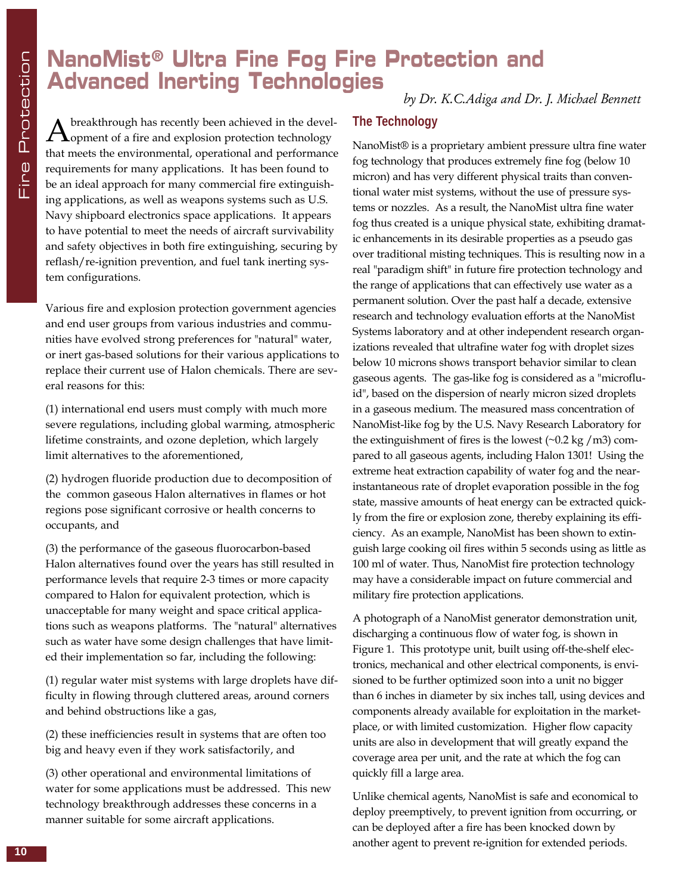# NanoMist® Ultra Fine Fog Fire Protection and Advanced Inerting Technologies

*by Dr. K.C.Adiga and Dr. J. Michael Bennett*

A breakthrough has recently been achieved in the development of a fire and explosion protection technology that meets the environmental, operational and performance requirements for many applications. It has been found to be an ideal approach for many commercial fire extinguishing applications, as well as weapons systems such as U.S. Navy shipboard electronics space applications. It appears to have potential to meet the needs of aircraft survivability and safety objectives in both fire extinguishing, securing by reflash/re-ignition prevention, and fuel tank inerting system configurations.

Various fire and explosion protection government agencies and end user groups from various industries and communities have evolved strong preferences for "natural" water, or inert gas-based solutions for their various applications to replace their current use of Halon chemicals. There are several reasons for this:

(1) international end users must comply with much more severe regulations, including global warming, atmospheric lifetime constraints, and ozone depletion, which largely limit alternatives to the aforementioned,

(2) hydrogen fluoride production due to decomposition of the common gaseous Halon alternatives in flames or hot regions pose significant corrosive or health concerns to occupants, and

(3) the performance of the gaseous fluorocarbon-based Halon alternatives found over the years has still resulted in performance levels that require 2-3 times or more capacity compared to Halon for equivalent protection, which is unacceptable for many weight and space critical applications such as weapons platforms. The "natural" alternatives such as water have some design challenges that have limited their implementation so far, including the following:

(1) regular water mist systems with large droplets have difficulty in flowing through cluttered areas, around corners and behind obstructions like a gas,

(2) these inefficiencies result in systems that are often too big and heavy even if they work satisfactorily, and

(3) other operational and environmental limitations of water for some applications must be addressed. This new technology breakthrough addresses these concerns in a manner suitable for some aircraft applications.

## The Technology

NanoMist® is a proprietary ambient pressure ultra fine water fog technology that produces extremely fine fog (below 10 micron) and has very different physical traits than conventional water mist systems, without the use of pressure systems or nozzles. As a result, the NanoMist ultra fine water fog thus created is a unique physical state, exhibiting dramatic enhancements in its desirable properties as a pseudo gas over traditional misting techniques. This is resulting now in a real "paradigm shift" in future fire protection technology and the range of applications that can effectively use water as a permanent solution. Over the past half a decade, extensive research and technology evaluation efforts at the NanoMist Systems laboratory and at other independent research organizations revealed that ultrafine water fog with droplet sizes below 10 microns shows transport behavior similar to clean gaseous agents. The gas-like fog is considered as a "microfluid", based on the dispersion of nearly micron sized droplets in a gaseous medium. The measured mass concentration of NanoMist-like fog by the U.S. Navy Research Laboratory for the extinguishment of fires is the lowest (~0.2 kg /m3) compared to all gaseous agents, including Halon 1301! Using the extreme heat extraction capability of water fog and the near-instantaneous rate of droplet evaporation possible in the fog state, massive amounts of heat energy can be extracted quickly from the fire or explosion zone, thereby explaining its efficiency. As an example, NanoMist has been shown to extinguish large cooking oil fires within 5 seconds using as little as 100 ml of water. Thus, NanoMist fire protection technology may have a considerable impact on future commercial and military fire protection applications.

A photograph of a NanoMist generator demonstration unit, discharging a continuous flow of water fog, is shown in Figure 1. This prototype unit, built using off-the-shelf electronics, mechanical and other electrical components, is envisioned to be further optimized soon into a unit no bigger than 6 inches in diameter by six inches tall, using devices and components already available for exploitation in the marketplace, or with limited customization. Higher flow capacity units are also in development that will greatly expand the coverage area per unit, and the rate at which the fog can quickly fill a large area.

Unlike chemical agents, NanoMist is safe and economical to deploy preemptively, to prevent ignition from occurring, or can be deployed after a fire has been knocked down by another agent to prevent re-ignition for extended periods.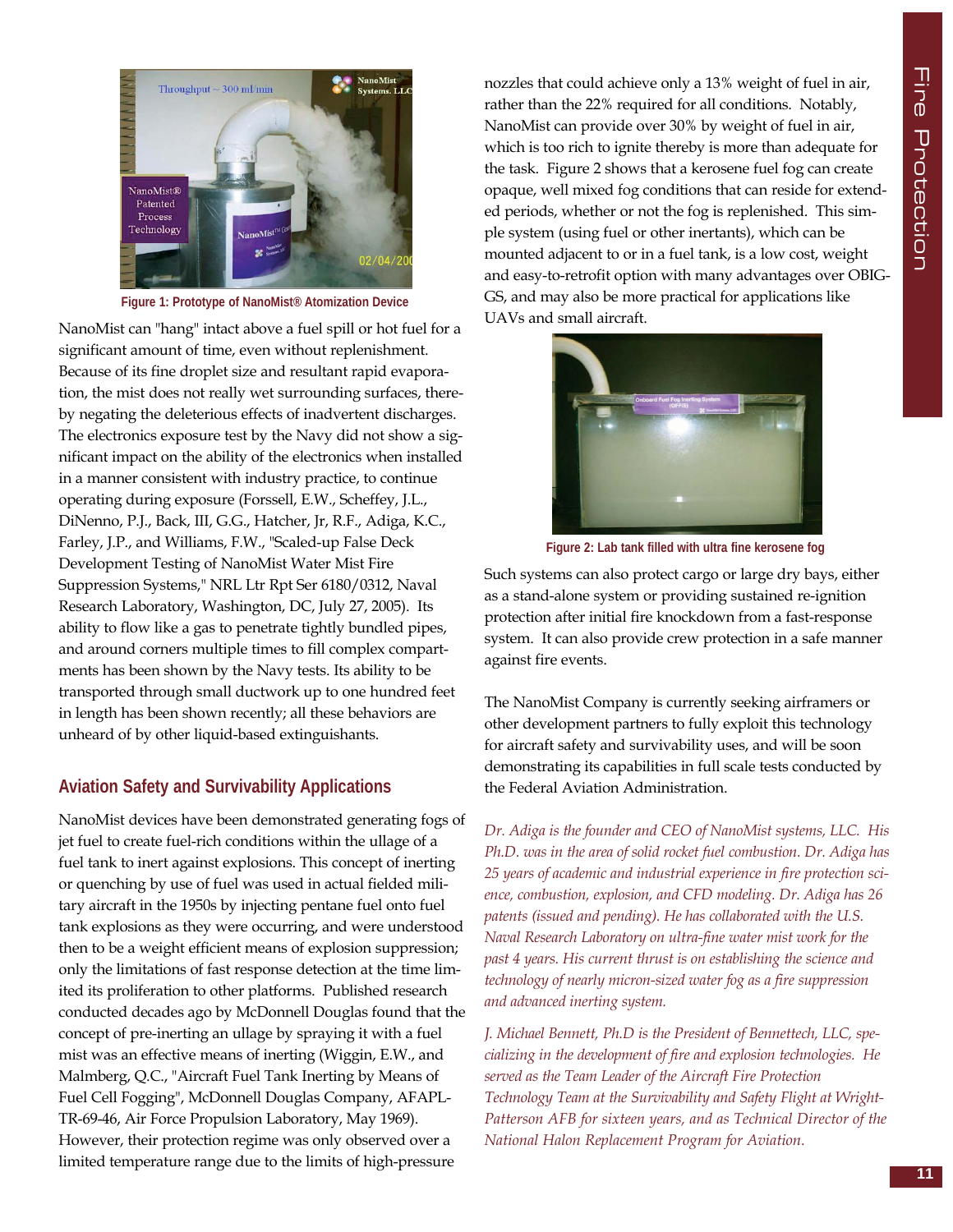Figure 1: Prototype of NanoMist® Atomization Device

NanoMist can "hang" intact above a fuel spill or hot fuel for a significant amount of time, even without replenishment. Because of its fine droplet size and resultant rapid evaporation, the mist does not really wet surrounding surfaces, thereby negating the deleterious effects of inadvertent discharges. The electronics exposure test by the Navy did not show a significant impact on the ability of the electronics when installed in a manner consistent with industry practice, to continue operating during exposure (Forssell, E.W., Scheffey, J.L., DiNenno, P.J., Back, III, G.G., Hatcher, Jr, R.F., Adiga, K.C., Farley, J.P., and Williams, F.W., "Scaled-up False Deck Development Testing of NanoMist Water Mist Fire Suppression Systems," NRL Ltr Rpt Ser 6180/0312, Naval Research Laboratory, Washington, DC, July 27, 2005). Its ability to flow like a gas to penetrate tightly bundled pipes, and around corners multiple times to fill complex compartments has been shown by the Navy tests. Its ability to be transported through small ductwork up to one hundred feet in length has been shown recently; all these behaviors are unheard of by other liquid-based extinguishants.

## Aviation Safety and Survivability Applications

NanoMist devices have been demonstrated generating fogs of jet fuel to create fuel-rich conditions within the ullage of a fuel tank to inert against explosions. This concept of inerting or quenching by use of fuel was used in actual fielded military aircraft in the 1950s by injecting pentane fuel onto fuel tank explosions as they were occurring, and were understood then to be a weight efficient means of explosion suppression; only the limitations of fast response detection at the time limited its proliferation to other platforms. Published research conducted decades ago by McDonnell Douglas found that the concept of pre-inerting an ullage by spraying it with a fuel mist was an effective means of inerting (Wiggin, E.W., and Malmberg, Q.C., "Aircraft Fuel Tank Inerting by Means of Fuel Cell Fogging", McDonnell Douglas Company, AFAPL-TR-69-46, Air Force Propulsion Laboratory, May 1969). However, their protection regime was only observed over a limited temperature range due to the limits of high-pressure nozzles that could achieve only a 13% weight of fuel in air, rather than the 22% required for all conditions. Notably, NanoMist can provide over 30% by weight of fuel in air, which is too rich to ignite thereby is more than adequate for the task. Figure 2 shows that a kerosene fuel fog can create opaque, well mixed fog conditions that can reside for extended periods, whether or not the fog is replenished. This simple system (using fuel or other inertants), which can be mounted adjacent to or in a fuel tank, is a low cost, weight and easy-to-retrofit option with many advantages over OBIGGS, and may also be more practical for applications like UAVs and small aircraft.

Figure 2: Lab tank filled with ultra fine kerosene fog

Such systems can also protect cargo or large dry bays, either as a stand-alone system or providing sustained re-ignition protection after initial fire knockdown from a fast-response system. It can also provide crew protection in a safe manner against fire events.

The NanoMist Company is currently seeking airframers or other development partners to fully exploit this technology for aircraft safety and survivability uses, and will be soon demonstrating its capabilities in full scale tests conducted by the Federal Aviation Administration.

*Dr. Adiga is the founder and CEO of NanoMist systems, LLC. His Ph.D. was in the area of solid rocket fuel combustion. Dr. Adiga has 25 years of academic and industrial experience in fire protection science, combustion, explosion, and CFD modeling. Dr. Adiga has 26 patents (issued and pending). He has collaborated with the U.S. Naval Research Laboratory on ultra-fine water mist work for the past 4 years. His current thrust is on establishing the science and technology of nearly micron-sized water fog as a fire suppression and advanced inerting system.*

*J. Michael Bennett, Ph.D is the President of Bennettech, LLC, specializing in the development of fire and explosion technologies. He served as the Team Leader of the Aircraft Fire Protection Technology Team at the Survivability and Safety Flight at Wright-Patterson AFB for sixteen years, and as Technical Director of the National Halon Replacement Program for Aviation.*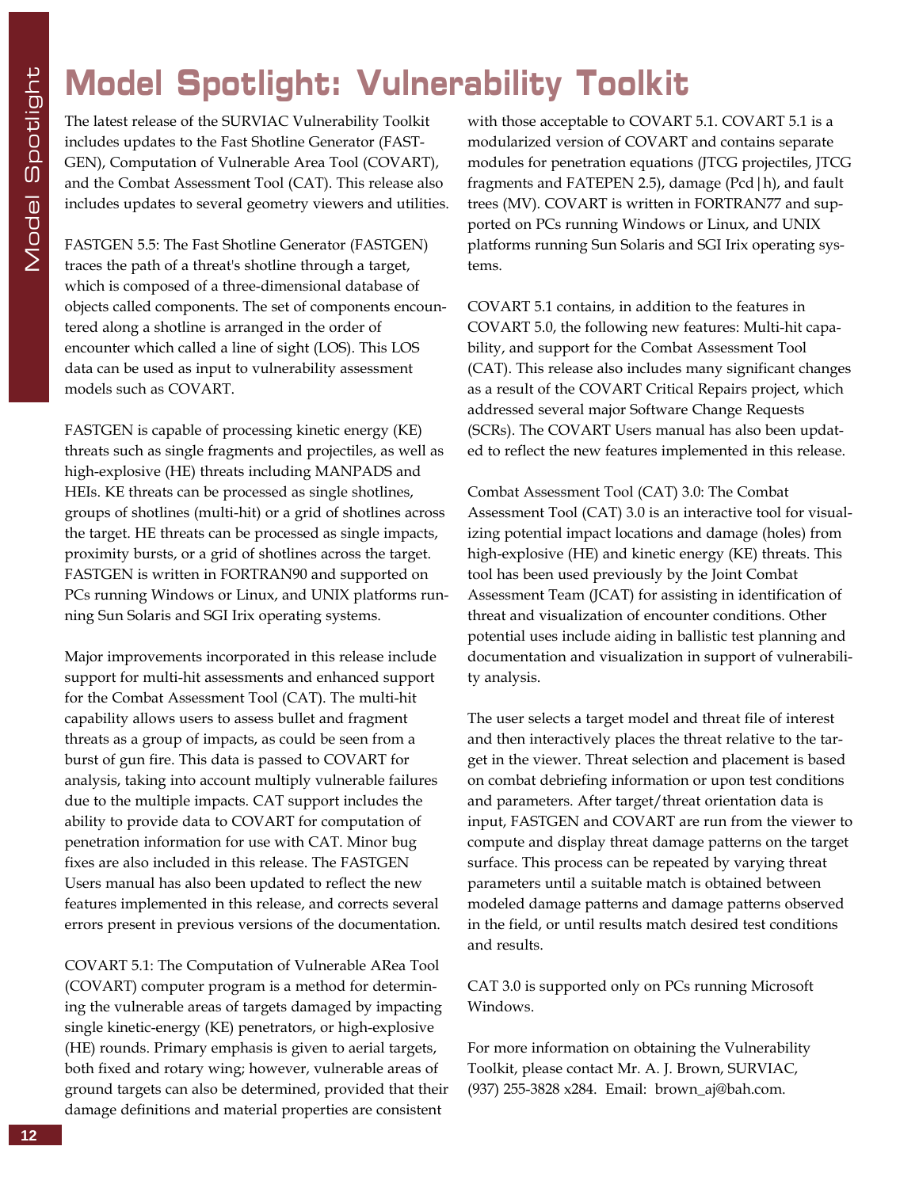# Model Spotlight: Vulnerability Toolkit

The latest release of the SURVIAC Vulnerability Toolkit includes updates to the Fast Shotline Generator (FASTGEN), Computation of Vulnerable Area Tool (COVART), and the Combat Assessment Tool (CAT). This release also includes updates to several geometry viewers and utilities.

FASTGEN 5.5: The Fast Shotline Generator (FASTGEN) traces the path of a threat's shotline through a target, which is composed of a three-dimensional database of objects called components. The set of components encountered along a shotline is arranged in the order of encounter which called a line of sight (LOS). This LOS data can be used as input to vulnerability assessment models such as COVART.

FASTGEN is capable of processing kinetic energy (KE) threats such as single fragments and projectiles, as well as high-explosive (HE) threats including MANPADS and HEIs. KE threats can be processed as single shotlines, groups of shotlines (multi-hit) or a grid of shotlines across the target. HE threats can be processed as single impacts, proximity bursts, or a grid of shotlines across the target. FASTGEN is written in FORTRAN90 and supported on PCs running Windows or Linux, and UNIX platforms running Sun Solaris and SGI Irix operating systems.

Major improvements incorporated in this release include support for multi-hit assessments and enhanced support for the Combat Assessment Tool (CAT). The multi-hit capability allows users to assess bullet and fragment threats as a group of impacts, as could be seen from a burst of gun fire. This data is passed to COVART for analysis, taking into account multiply vulnerable failures due to the multiple impacts. CAT support includes the ability to provide data to COVART for computation of penetration information for use with CAT. Minor bug fixes are also included in this release. The FASTGEN Users manual has also been updated to reflect the new features implemented in this release, and corrects several errors present in previous versions of the documentation.

COVART 5.1: The Computation of Vulnerable ARea Tool (COVART) computer program is a method for determining the vulnerable areas of targets damaged by impacting single kinetic-energy (KE) penetrators, or high-explosive (HE) rounds. Primary emphasis is given to aerial targets, both fixed and rotary wing; however, vulnerable areas of ground targets can also be determined, provided that their damage definitions and material properties are consistent with those acceptable to COVART 5.1. COVART 5.1 is a modularized version of COVART and contains separate modules for penetration equations (JTCG projectiles, JTCG fragments and FATEPEN 2.5), damage (Pcd|h), and fault trees (MV). COVART is written in FORTRAN77 and supported on PCs running Windows or Linux, and UNIX platforms running Sun Solaris and SGI Irix operating systems.

COVART 5.1 contains, in addition to the features in COVART 5.0, the following new features: Multi-hit capability, and support for the Combat Assessment Tool (CAT). This release also includes many significant changes as a result of the COVART Critical Repairs project, which addressed several major Software Change Requests (SCRs). The COVART Users manual has also been updated to reflect the new features implemented in this release.

Combat Assessment Tool (CAT) 3.0: The Combat Assessment Tool (CAT) 3.0 is an interactive tool for visualizing potential impact locations and damage (holes) from high-explosive (HE) and kinetic energy (KE) threats. This tool has been used previously by the Joint Combat Assessment Team (JCAT) for assisting in identification of threat and visualization of encounter conditions. Other potential uses include aiding in ballistic test planning and documentation and visualization in support of vulnerability analysis.

The user selects a target model and threat file of interest and then interactively places the threat relative to the target in the viewer. Threat selection and placement is based on combat debriefing information or upon test conditions and parameters. After target/threat orientation data is input, FASTGEN and COVART are run from the viewer to compute and display threat damage patterns on the target surface. This process can be repeated by varying threat parameters until a suitable match is obtained between modeled damage patterns and damage patterns observed in the field, or until results match desired test conditions and results.

CAT 3.0 is supported only on PCs running Microsoft Windows.

For more information on obtaining the Vulnerability Toolkit, please contact Mr. A. J. Brown, SURVIAC, (937) 255-3828 x284. Email: brown_aj@bah.com.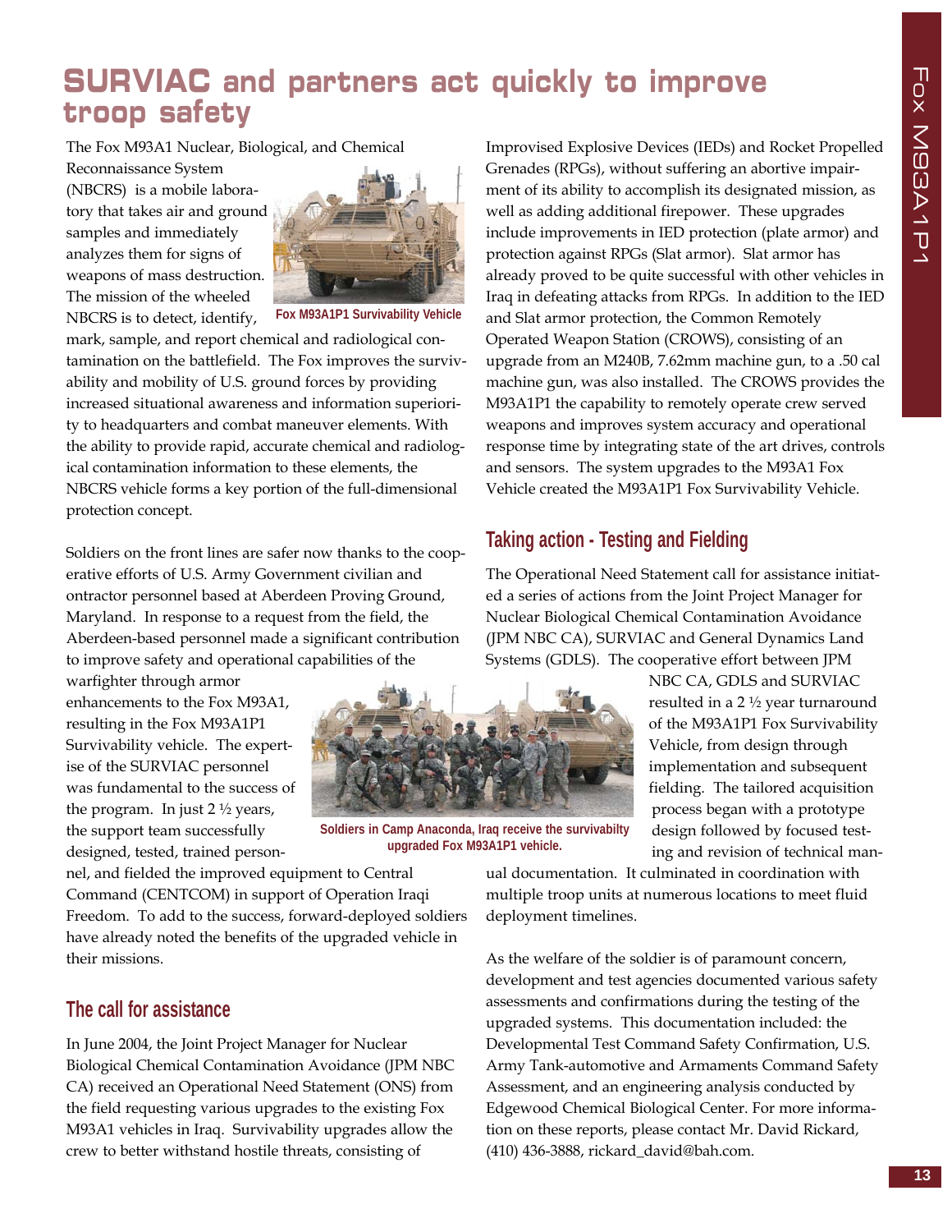# SURVIAC and partners act quickly to improve troop safety

The Fox M93A1 Nuclear, Biological, and Chemical Reconnaissance System (NBCRS) is a mobile laboratory that takes air and ground samples and immediately analyzes them for signs of weapons of mass destruction. The mission of the wheeled NBCRS is to detect, identify, mark, sample, and report chemical and radiological contamination on the battlefield. The Fox improves the survivability and mobility of U.S. ground forces by providing increased situational awareness and information superiority to headquarters and combat maneuver elements. With the ability to provide rapid, accurate chemical and radiological contamination information to these elements, the NBCRS vehicle forms a key portion of the full-dimensional protection concept.

Fox M93A1P1 Survivability Vehicle

Soldiers on the front lines are safer now thanks to the cooperative efforts of U.S. Army Government civilian and ontractor personnel based at Aberdeen Proving Ground, Maryland. In response to a request from the field, the Aberdeen-based personnel made a significant contribution to improve safety and operational capabilities of the warfighter through armor enhancements to the Fox M93A1, resulting in the Fox M93A1P1 Survivability vehicle. The expertise of the SURVIAC personnel was fundamental to the success of the program. In just 2 ½ years, the support team successfully designed, tested, trained personnel, and fielded the improved equipment to Central Command (CENTCOM) in support of Operation Iraqi Freedom. To add to the success, forward-deployed soldiers have already noted the benefits of the upgraded vehicle in their missions.

Soldiers in Camp Anaconda, Iraq receive the survivabilty upgraded Fox M93A1P1 vehicle.

## The call for assistance

In June 2004, the Joint Project Manager for Nuclear Biological Chemical Contamination Avoidance (JPM NBC CA) received an Operational Need Statement (ONS) from the field requesting various upgrades to the existing Fox M93A1 vehicles in Iraq. Survivability upgrades allow the crew to better withstand hostile threats, consisting of Improvised Explosive Devices (IEDs) and Rocket Propelled Grenades (RPGs), without suffering an abortive impairment of its ability to accomplish its designated mission, as well as adding additional firepower. These upgrades include improvements in IED protection (plate armor) and protection against RPGs (Slat armor). Slat armor has already proved to be quite successful with other vehicles in Iraq in defeating attacks from RPGs. In addition to the IED and Slat armor protection, the Common Remotely Operated Weapon Station (CROWS), consisting of an upgrade from an M240B, 7.62mm machine gun, to a .50 cal machine gun, was also installed. The CROWS provides the M93A1P1 the capability to remotely operate crew served weapons and improves system accuracy and operational response time by integrating state of the art drives, controls and sensors. The system upgrades to the M93A1 Fox Vehicle created the M93A1P1 Fox Survivability Vehicle.

## Taking action - Testing and Fielding

The Operational Need Statement call for assistance initiated a series of actions from the Joint Project Manager for Nuclear Biological Chemical Contamination Avoidance (JPM NBC CA), SURVIAC and General Dynamics Land Systems (GDLS). The cooperative effort between JPM NBC CA, GDLS and SURVIAC resulted in a 2 ½ year turnaround of the M93A1P1 Fox Survivability Vehicle, from design through implementation and subsequent fielding. The tailored acquisition process began with a prototype design followed by focused testing and revision of technical manual documentation. It culminated in coordination with multiple troop units at numerous locations to meet fluid deployment timelines.

As the welfare of the soldier is of paramount concern, development and test agencies documented various safety assessments and confirmations during the testing of the upgraded systems. This documentation included: the Developmental Test Command Safety Confirmation, U.S. Army Tank-automotive and Armaments Command Safety Assessment, and an engineering analysis conducted by Edgewood Chemical Biological Center. For more information on these reports, please contact Mr. David Rickard, (410) 436-3888, rickard_david@bah.com.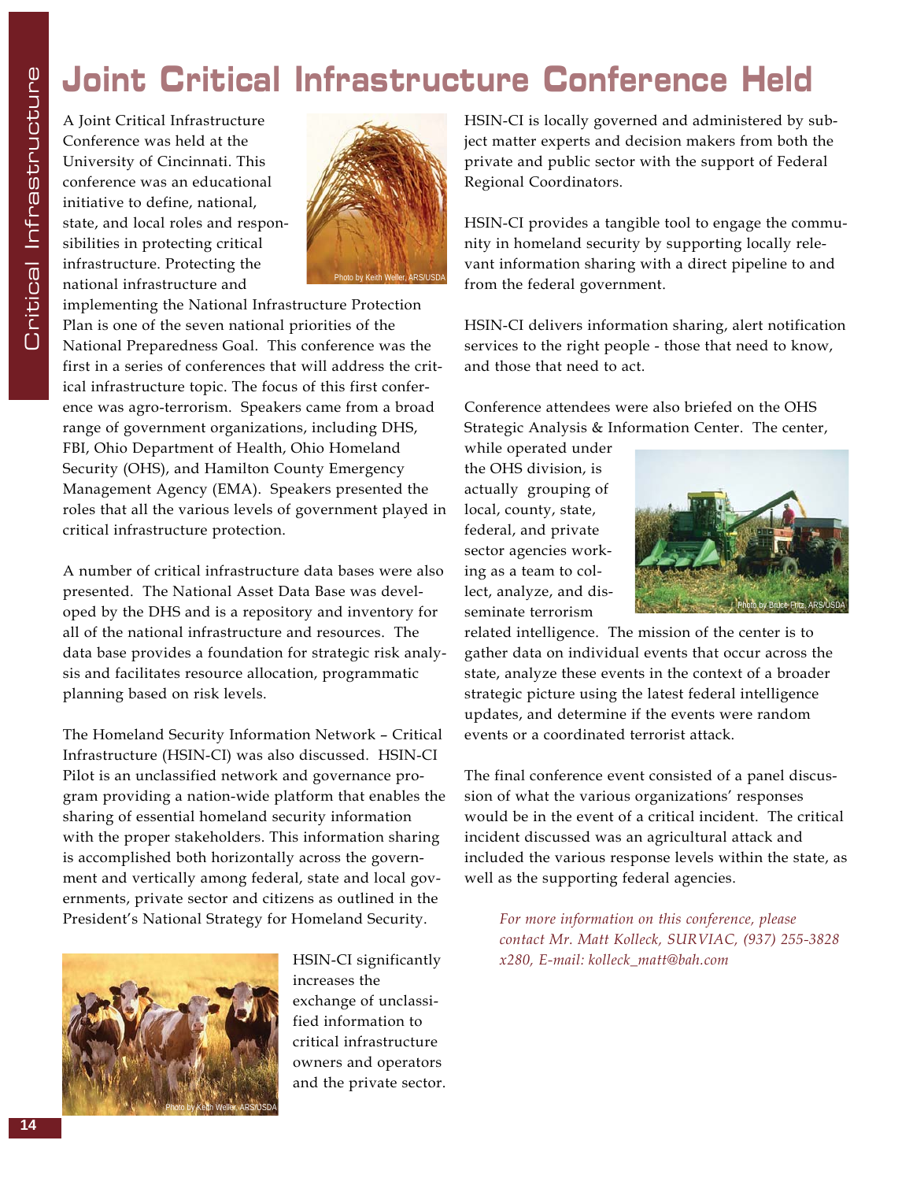# Joint Critical Infrastructure Conference Held

A Joint Critical Infrastructure Conference was held at the University of Cincinnati. This conference was an educational initiative to define, national, state, and local roles and responsibilities in protecting critical infrastructure. Protecting the national infrastructure and implementing the National Infrastructure Protection Plan is one of the seven national priorities of the National Preparedness Goal. This conference was the first in a series of conferences that will address the critical infrastructure topic. The focus of this first conference was agro-terrorism. Speakers came from a broad range of government organizations, including DHS, FBI, Ohio Department of Health, Ohio Homeland Security (OHS), and Hamilton County Emergency Management Agency (EMA). Speakers presented the roles that all the various levels of government played in critical infrastructure protection.

Photo by Keith Weller, ARS/USDA

A number of critical infrastructure data bases were also presented. The National Asset Data Base was developed by the DHS and is a repository and inventory for all of the national infrastructure and resources. The data base provides a foundation for strategic risk analysis and facilitates resource allocation, programmatic planning based on risk levels.

The Homeland Security Information Network – Critical Infrastructure (HSIN-CI) was also discussed. HSIN-CI Pilot is an unclassified network and governance program providing a nation-wide platform that enables the sharing of essential homeland security information with the proper stakeholders. This information sharing is accomplished both horizontally across the government and vertically among federal, state and local governments, private sector and citizens as outlined in the President's National Strategy for Homeland Security.

Photo by Keith Weller, ARS/USDA

HSIN-CI significantly increases the exchange of unclassified information to critical infrastructure owners and operators and the private sector. HSIN-CI is locally governed and administered by subject matter experts and decision makers from both the private and public sector with the support of Federal Regional Coordinators.

HSIN-CI provides a tangible tool to engage the community in homeland security by supporting locally relevant information sharing with a direct pipeline to and from the federal government.

HSIN-CI delivers information sharing, alert notification services to the right people - those that need to know, and those that need to act.

Conference attendees were also briefed on the OHS Strategic Analysis & Information Center. The center, while operated under the OHS division, is actually grouping of local, county, state, federal, and private sector agencies working as a team to collect, analyze, and disseminate terrorism related intelligence. The mission of the center is to gather data on individual events that occur across the state, analyze these events in the context of a broader strategic picture using the latest federal intelligence updates, and determine if the events were random events or a coordinated terrorist attack.

Photo by Bruce Fritz, ARS/USDA

The final conference event consisted of a panel discussion of what the various organizations' responses would be in the event of a critical incident. The critical incident discussed was an agricultural attack and included the various response levels within the state, as well as the supporting federal agencies.

*For more information on this conference, please contact Mr. Matt Kolleck, SURVIAC, (937) 255-3828 x280, E-mail: kolleck_matt@bah.com*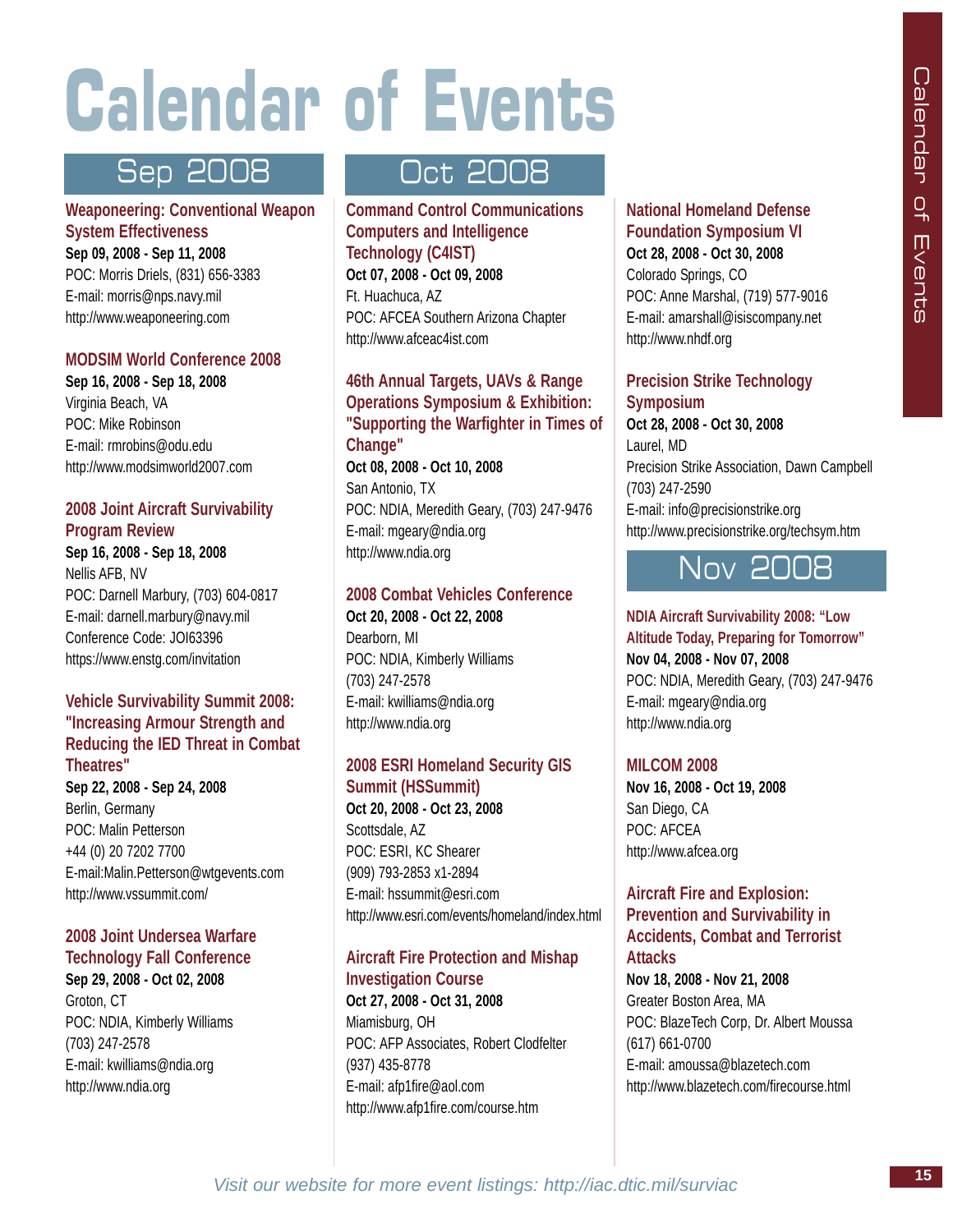# Calendar of Events

## Sep 2008

### Weaponeering: Conventional Weapon System Effectiveness
**Sep 09, 2008 - Sep 11, 2008**
POC: Morris Driels, (831) 656-3383
E-mail: morris@nps.navy.mil
http://www.weaponeering.com

### MODSIM World Conference 2008
**Sep 16, 2008 - Sep 18, 2008**
Virginia Beach, VA
POC: Mike Robinson
E-mail: rmrobins@odu.edu
http://www.modsimworld2007.com

### 2008 Joint Aircraft Survivability Program Review
**Sep 16, 2008 - Sep 18, 2008**
Nellis AFB, NV
POC: Darnell Marbury, (703) 604-0817
E-mail: darnell.marbury@navy.mil
Conference Code: JOI63396
https://www.enstg.com/invitation

### Vehicle Survivability Summit 2008: "Increasing Armour Strength and Reducing the IED Threat in Combat Theatres"
**Sep 22, 2008 - Sep 24, 2008**
Berlin, Germany
POC: Malin Petterson
+44 (0) 20 7202 7700
E-mail:Malin.Petterson@wtgevents.com
http://www.vssummit.com/

### 2008 Joint Undersea Warfare Technology Fall Conference
**Sep 29, 2008 - Oct 02, 2008**
Groton, CT
POC: NDIA, Kimberly Williams
(703) 247-2578
E-mail: kwilliams@ndia.org
http://www.ndia.org

## Oct 2008

### Command Control Communications Computers and Intelligence Technology (C4IST)
**Oct 07, 2008 - Oct 09, 2008**
Ft. Huachuca, AZ
POC: AFCEA Southern Arizona Chapter
http://www.afceac4ist.com

### 46th Annual Targets, UAVs & Range Operations Symposium & Exhibition: "Supporting the Warfighter in Times of Change"
**Oct 08, 2008 - Oct 10, 2008**
San Antonio, TX
POC: NDIA, Meredith Geary, (703) 247-9476
E-mail: mgeary@ndia.org
http://www.ndia.org

### 2008 Combat Vehicles Conference
**Oct 20, 2008 - Oct 22, 2008**
Dearborn, MI
POC: NDIA, Kimberly Williams
(703) 247-2578
E-mail: kwilliams@ndia.org
http://www.ndia.org

### 2008 ESRI Homeland Security GIS Summit (HSSummit)
**Oct 20, 2008 - Oct 23, 2008**
Scottsdale, AZ
POC: ESRI, KC Shearer
(909) 793-2853 x1-2894
E-mail: hssummit@esri.com
http://www.esri.com/events/homeland/index.html

### Aircraft Fire Protection and Mishap Investigation Course
**Oct 27, 2008 - Oct 31, 2008**
Miamisburg, OH
POC: AFP Associates, Robert Clodfelter
(937) 435-8778
E-mail: afp1fire@aol.com
http://www.afp1fire.com/course.htm

### National Homeland Defense Foundation Symposium VI
**Oct 28, 2008 - Oct 30, 2008**
Colorado Springs, CO
POC: Anne Marshal, (719) 577-9016
E-mail: amarshall@isiscompany.net
http://www.nhdf.org

### Precision Strike Technology Symposium
**Oct 28, 2008 - Oct 30, 2008**
Laurel, MD
Precision Strike Association, Dawn Campbell
(703) 247-2590
E-mail: info@precisionstrike.org
http://www.precisionstrike.org/techsym.htm

## Nov 2008

### NDIA Aircraft Survivability 2008: "Low Altitude Today, Preparing for Tomorrow"
**Nov 04, 2008 - Nov 07, 2008**
POC: NDIA, Meredith Geary, (703) 247-9476
E-mail: mgeary@ndia.org
http://www.ndia.org

### MILCOM 2008
**Nov 16, 2008 - Oct 19, 2008**
San Diego, CA
POC: AFCEA
http://www.afcea.org

### Aircraft Fire and Explosion: Prevention and Survivability in Accidents, Combat and Terrorist Attacks
**Nov 18, 2008 - Nov 21, 2008**
Greater Boston Area, MA
POC: BlazeTech Corp, Dr. Albert Moussa
(617) 661-0700
E-mail: amoussa@blazetech.com
http://www.blazetech.com/firecourse.html

*Visit our website for more event listings: http://iac.dtic.mil/surviac*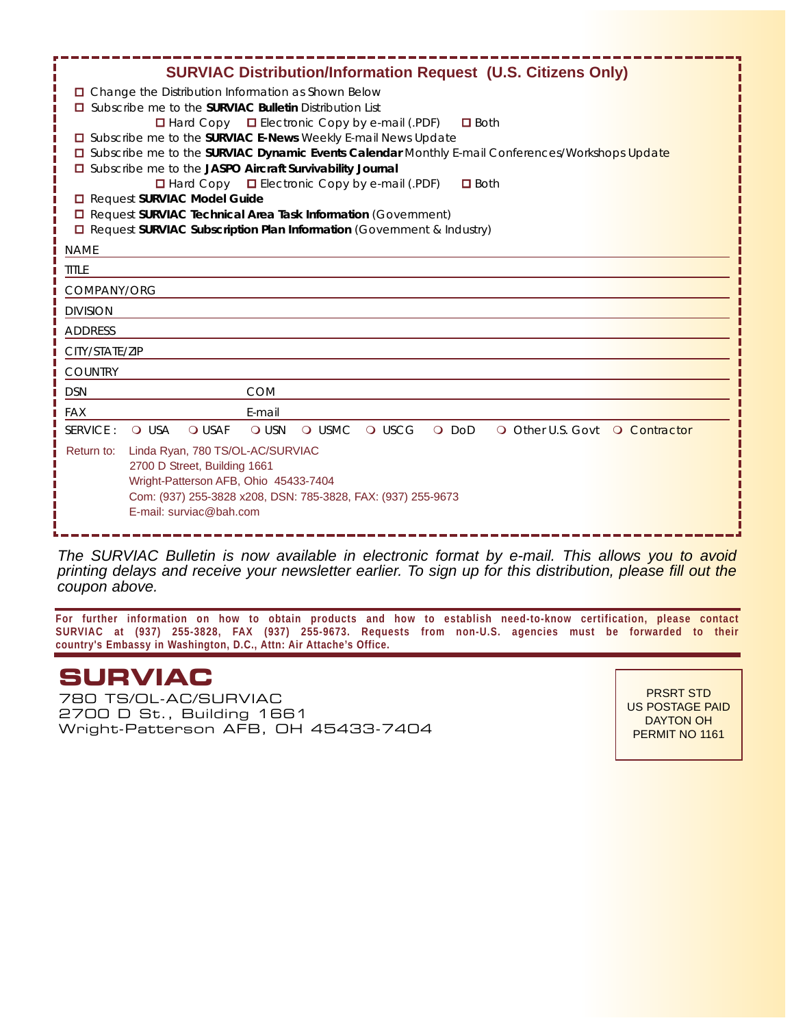## SURVIAC Distribution/Information Request (U.S. Citizens Only)

- ☐ Change the Distribution Information as Shown Below
- ☐ Subscribe me to the **SURVIAC Bulletin** Distribution List
  - ☐ Hard Copy ☐ Electronic Copy by e-mail (.PDF) ☐ Both
- ☐ Subscribe me to the **SURVIAC E-News** Weekly E-mail News Update
- ☐ Subscribe me to the **SURVIAC Dynamic Events Calendar** Monthly E-mail Conferences/Workshops Update
- ☐ Subscribe me to the **JASPO Aircraft Survivability Journal**
  - ☐ Hard Copy ☐ Electronic Copy by e-mail (.PDF) ☐ Both
- ☐ Request **SURVIAC Model Guide**
- ☐ Request **SURVIAC Technical Area Task Information** (Government)
- ☐ Request **SURVIAC Subscription Plan Information** (Government & Industry)

NAME ____________________

TITLE ____________________

COMPANY/ORG ____________________

DIVISION ____________________

ADDRESS ____________________

CITY/STATE/ZIP ____________________

COUNTRY ____________________

DSN ____________________ COM ____________________

FAX ____________________ E-mail ____________________

SERVICE : ○ USA ○ USAF ○ USN ○ USMC ○ USCG ○ DoD ○ Other U.S. Govt ○ Contractor

Return to: Linda Ryan, 780 TS/OL-AC/SURVIAC
2700 D Street, Building 1661
Wright-Patterson AFB, Ohio 45433-7404
Com: (937) 255-3828 x208, DSN: 785-3828, FAX: (937) 255-9673
E-mail: surviac@bah.com

*The SURVIAC Bulletin is now available in electronic format by e-mail. This allows you to avoid printing delays and receive your newsletter earlier. To sign up for this distribution, please fill out the coupon above.*

**For further information on how to obtain products and how to establish need-to-know certification, please contact SURVIAC at (937) 255-3828, FAX (937) 255-9673. Requests from non-U.S. agencies must be forwarded to their country's Embassy in Washington, D.C., Attn: Air Attache's Office.**

**SURVIAC**
780 TS/OL-AC/SURVIAC
2700 D St., Building 1661
Wright-Patterson AFB, OH 45433-7404

PRSRT STD
US POSTAGE PAID
DAYTON OH
PERMIT NO 1161